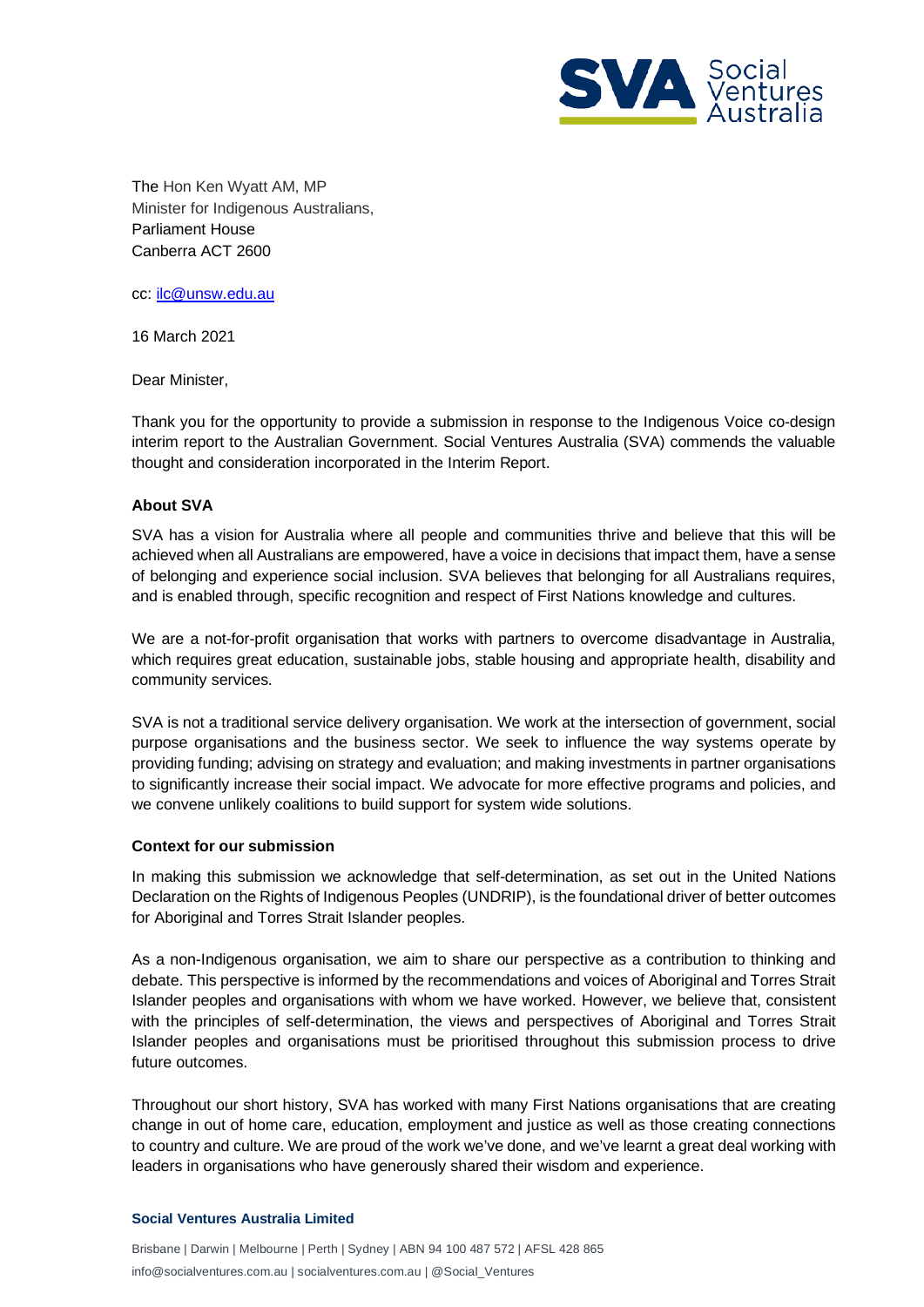The Hon Ken Wyatt AM, MP
Minister for Indigenous Australians,
Parliament House
Canberra ACT 2600

cc: ilc@unsw.edu.au

16 March 2021

Dear Minister,

Thank you for the opportunity to provide a submission in response to the Indigenous Voice co-design interim report to the Australian Government. Social Ventures Australia (SVA) commends the valuable thought and consideration incorporated in the Interim Report.

**About SVA**

SVA has a vision for Australia where all people and communities thrive and believe that this will be achieved when all Australians are empowered, have a voice in decisions that impact them, have a sense of belonging and experience social inclusion. SVA believes that belonging for all Australians requires, and is enabled through, specific recognition and respect of First Nations knowledge and cultures.

We are a not-for-profit organisation that works with partners to overcome disadvantage in Australia, which requires great education, sustainable jobs, stable housing and appropriate health, disability and community services.

SVA is not a traditional service delivery organisation. We work at the intersection of government, social purpose organisations and the business sector. We seek to influence the way systems operate by providing funding; advising on strategy and evaluation; and making investments in partner organisations to significantly increase their social impact. We advocate for more effective programs and policies, and we convene unlikely coalitions to build support for system wide solutions.

**Context for our submission**

In making this submission we acknowledge that self-determination, as set out in the United Nations Declaration on the Rights of Indigenous Peoples (UNDRIP), is the foundational driver of better outcomes for Aboriginal and Torres Strait Islander peoples.

As a non-Indigenous organisation, we aim to share our perspective as a contribution to thinking and debate. This perspective is informed by the recommendations and voices of Aboriginal and Torres Strait Islander peoples and organisations with whom we have worked. However, we believe that, consistent with the principles of self-determination, the views and perspectives of Aboriginal and Torres Strait Islander peoples and organisations must be prioritised throughout this submission process to drive future outcomes.

Throughout our short history, SVA has worked with many First Nations organisations that are creating change in out of home care, education, employment and justice as well as those creating connections to country and culture. We are proud of the work we've done, and we've learnt a great deal working with leaders in organisations who have generously shared their wisdom and experience.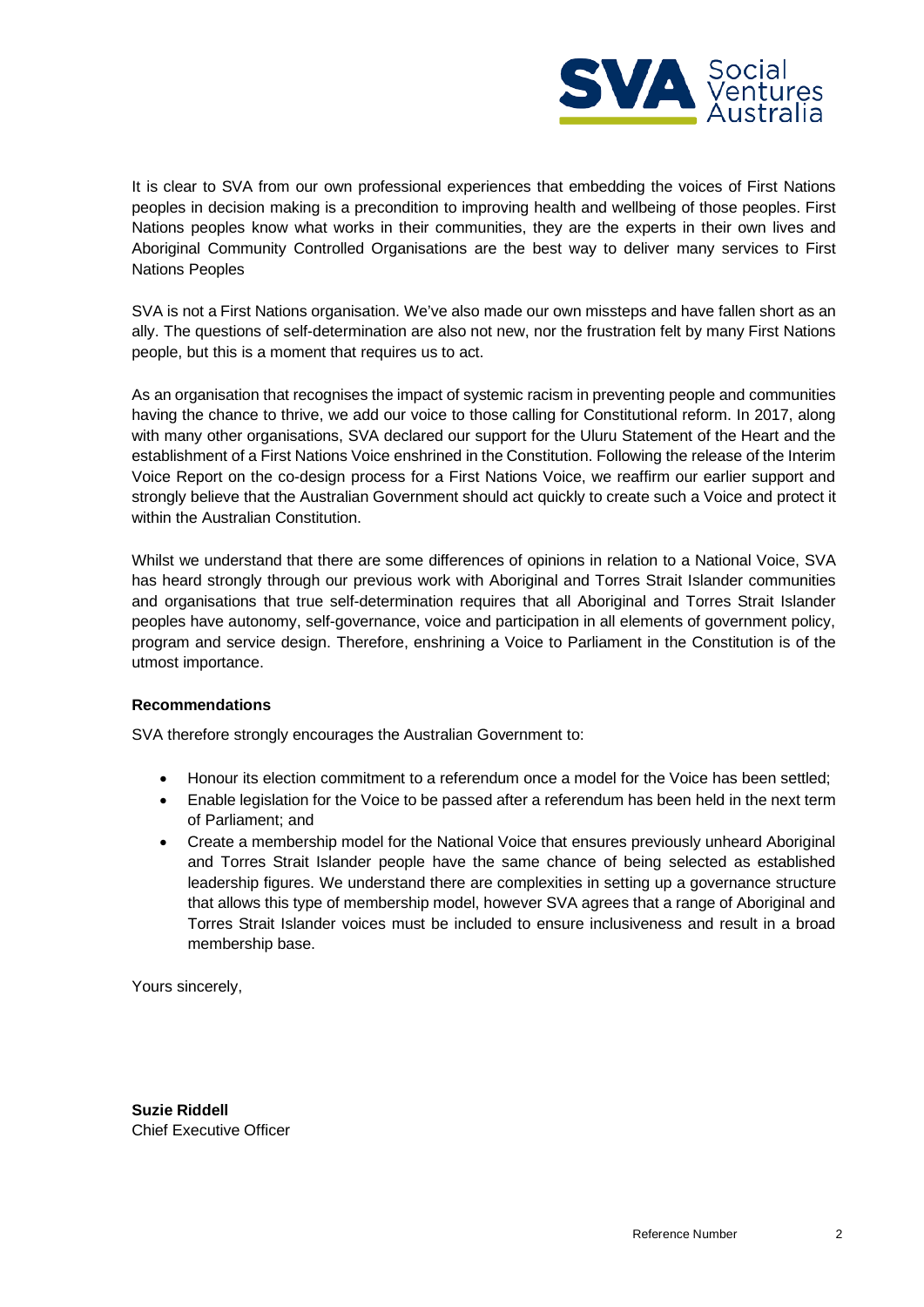It is clear to SVA from our own professional experiences that embedding the voices of First Nations peoples in decision making is a precondition to improving health and wellbeing of those peoples. First Nations peoples know what works in their communities, they are the experts in their own lives and Aboriginal Community Controlled Organisations are the best way to deliver many services to First Nations Peoples

SVA is not a First Nations organisation. We've also made our own missteps and have fallen short as an ally. The questions of self-determination are also not new, nor the frustration felt by many First Nations people, but this is a moment that requires us to act.

As an organisation that recognises the impact of systemic racism in preventing people and communities having the chance to thrive, we add our voice to those calling for Constitutional reform. In 2017, along with many other organisations, SVA declared our support for the Uluru Statement of the Heart and the establishment of a First Nations Voice enshrined in the Constitution. Following the release of the Interim Voice Report on the co-design process for a First Nations Voice, we reaffirm our earlier support and strongly believe that the Australian Government should act quickly to create such a Voice and protect it within the Australian Constitution.

Whilst we understand that there are some differences of opinions in relation to a National Voice, SVA has heard strongly through our previous work with Aboriginal and Torres Strait Islander communities and organisations that true self-determination requires that all Aboriginal and Torres Strait Islander peoples have autonomy, self-governance, voice and participation in all elements of government policy, program and service design. Therefore, enshrining a Voice to Parliament in the Constitution is of the utmost importance.

**Recommendations**

SVA therefore strongly encourages the Australian Government to:

- Honour its election commitment to a referendum once a model for the Voice has been settled;
- Enable legislation for the Voice to be passed after a referendum has been held in the next term of Parliament; and
- Create a membership model for the National Voice that ensures previously unheard Aboriginal and Torres Strait Islander people have the same chance of being selected as established leadership figures. We understand there are complexities in setting up a governance structure that allows this type of membership model, however SVA agrees that a range of Aboriginal and Torres Strait Islander voices must be included to ensure inclusiveness and result in a broad membership base.

Yours sincerely,

**Suzie Riddell**
Chief Executive Officer